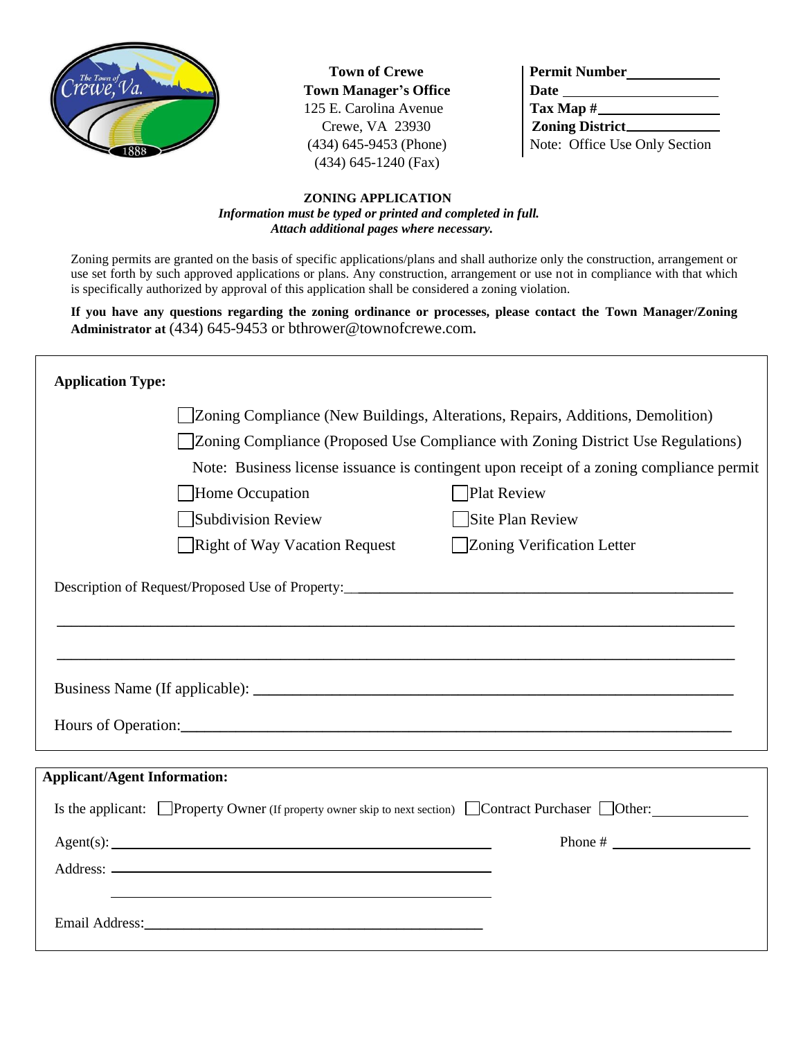**Town of Crewe**
**Town Manager's Office**
125 E. Carolina Avenue
Crewe, VA 23930
(434) 645-9453 (Phone)
(434) 645-1240 (Fax)

**Permit Number**\_\_\_\_\_\_\_\_\_\_\_\_
**Date** \_\_\_\_\_\_\_\_\_\_\_\_\_\_\_\_\_\_\_\_
**Tax Map #**\_\_\_\_\_\_\_\_\_\_\_\_\_\_
**Zoning District**\_\_\_\_\_\_\_\_\_\_\_\_
Note: Office Use Only Section

## ZONING APPLICATION

***Information must be typed or printed and completed in full.***
***Attach additional pages where necessary.***

Zoning permits are granted on the basis of specific applications/plans and shall authorize only the construction, arrangement or use set forth by such approved applications or plans. Any construction, arrangement or use not in compliance with that which is specifically authorized by approval of this application shall be considered a zoning violation.

**If you have any questions regarding the zoning ordinance or processes, please contact the Town Manager/Zoning Administrator at** (434) 645-9453 or bthrower@townofcrewe.com.

**Application Type:**

- ☐ Zoning Compliance (New Buildings, Alterations, Repairs, Additions, Demolition)
- ☐ Zoning Compliance (Proposed Use Compliance with Zoning District Use Regulations)

Note: Business license issuance is contingent upon receipt of a zoning compliance permit

- ☐ Home Occupation
- ☐ Plat Review
- ☐ Subdivision Review
- ☐ Site Plan Review
- ☐ Right of Way Vacation Request
- ☐ Zoning Verification Letter

Description of Request/Proposed Use of Property:\_\_\_\_\_\_\_\_\_\_\_\_\_\_\_\_\_\_\_\_\_\_\_\_\_\_\_\_\_\_\_\_\_\_\_\_\_\_\_\_

\_\_\_\_\_\_\_\_\_\_\_\_\_\_\_\_\_\_\_\_\_\_\_\_\_\_\_\_\_\_\_\_\_\_\_\_\_\_\_\_\_\_\_\_\_\_\_\_\_\_\_\_\_\_\_\_\_\_\_\_\_\_\_\_\_\_\_\_\_\_\_\_\_\_\_\_

\_\_\_\_\_\_\_\_\_\_\_\_\_\_\_\_\_\_\_\_\_\_\_\_\_\_\_\_\_\_\_\_\_\_\_\_\_\_\_\_\_\_\_\_\_\_\_\_\_\_\_\_\_\_\_\_\_\_\_\_\_\_\_\_\_\_\_\_\_\_\_\_\_\_\_\_

Business Name (If applicable): \_\_\_\_\_\_\_\_\_\_\_\_\_\_\_\_\_\_\_\_\_\_\_\_\_\_\_\_\_\_\_\_\_\_\_\_\_\_\_\_\_\_\_\_\_\_\_\_\_\_

Hours of Operation:\_\_\_\_\_\_\_\_\_\_\_\_\_\_\_\_\_\_\_\_\_\_\_\_\_\_\_\_\_\_\_\_\_\_\_\_\_\_\_\_\_\_\_\_\_\_\_\_\_\_\_\_\_\_\_\_\_\_

**Applicant/Agent Information:**

Is the applicant: ☐ Property Owner (If property owner skip to next section) ☐ Contract Purchaser ☐ Other: \_\_\_\_\_\_\_\_\_\_

Agent(s): \_\_\_\_\_\_\_\_\_\_\_\_\_\_\_\_\_\_\_\_\_\_\_\_\_\_\_\_\_\_\_\_\_\_\_\_\_\_\_\_ Phone # \_\_\_\_\_\_\_\_\_\_\_\_\_\_\_\_

Address: \_\_\_\_\_\_\_\_\_\_\_\_\_\_\_\_\_\_\_\_\_\_\_\_\_\_\_\_\_\_\_\_\_\_\_\_\_\_\_\_

\_\_\_\_\_\_\_\_\_\_\_\_\_\_\_\_\_\_\_\_\_\_\_\_\_\_\_\_\_\_\_\_\_\_\_\_\_\_\_\_

Email Address:\_\_\_\_\_\_\_\_\_\_\_\_\_\_\_\_\_\_\_\_\_\_\_\_\_\_\_\_\_\_\_\_\_\_\_\_\_\_\_\_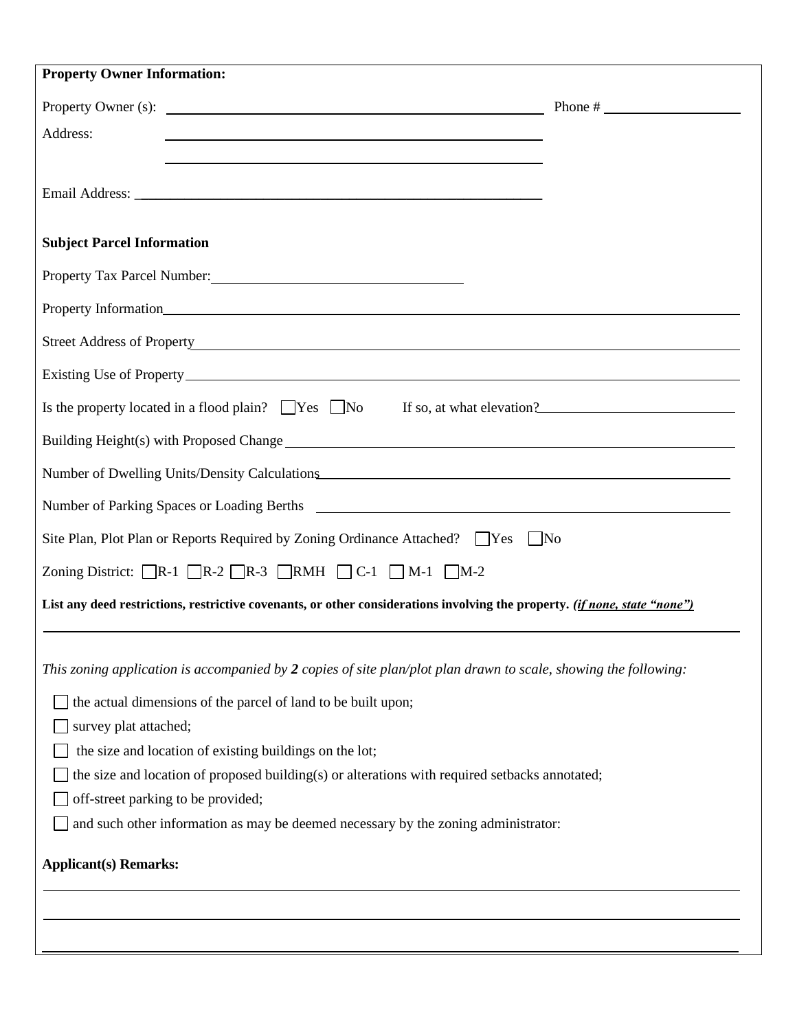**Property Owner Information:**

Property Owner (s): ______________________________ Phone # ____________

Address: ______________________________

______________________________

Email Address: ______________________________

**Subject Parcel Information**

Property Tax Parcel Number: ______________________________

Property Information ______________________________

Street Address of Property ______________________________

Existing Use of Property ______________________________

Is the property located in a flood plain? ☐ Yes ☐ No If so, at what elevation? ____________

Building Height(s) with Proposed Change ______________________________

Number of Dwelling Units/Density Calculations ______________________________

Number of Parking Spaces or Loading Berths ______________________________

Site Plan, Plot Plan or Reports Required by Zoning Ordinance Attached? ☐ Yes ☐ No

Zoning District: ☐ R-1 ☐ R-2 ☐ R-3 ☐ RMH ☐ C-1 ☐ M-1 ☐ M-2

**List any deed restrictions, restrictive covenants, or other considerations involving the property.** ***(if none, state "none")***

______________________________

*This zoning application is accompanied by **2** copies of site plan/plot plan drawn to scale, showing the following:*

- ☐ the actual dimensions of the parcel of land to be built upon;
- ☐ survey plat attached;
- ☐ the size and location of existing buildings on the lot;
- ☐ the size and location of proposed building(s) or alterations with required setbacks annotated;
- ☐ off-street parking to be provided;
- ☐ and such other information as may be deemed necessary by the zoning administrator:

**Applicant(s) Remarks:**

______________________________

______________________________

______________________________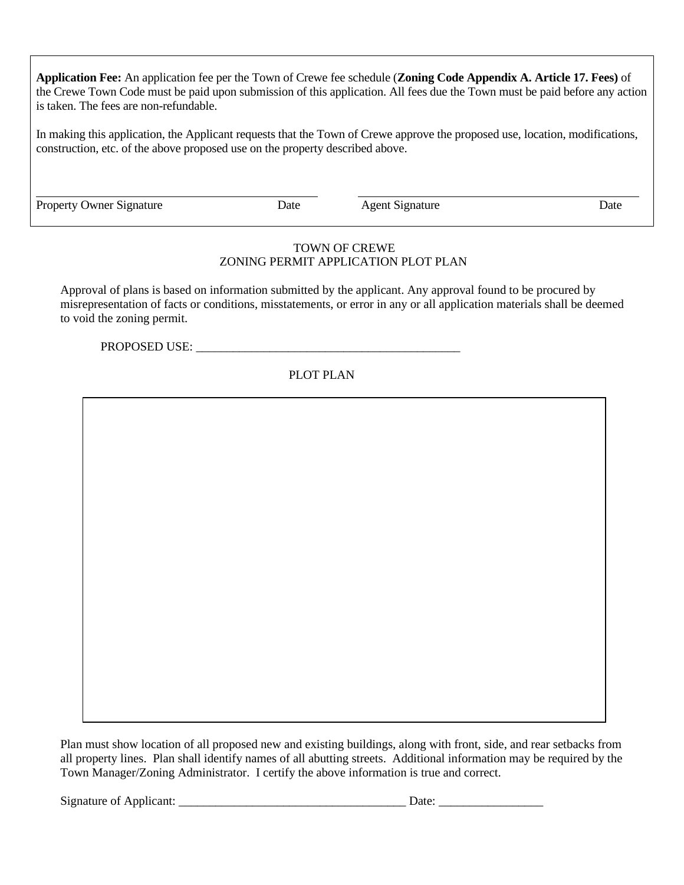**Application Fee:** An application fee per the Town of Crewe fee schedule (**Zoning Code Appendix A. Article 17. Fees)** of the Crewe Town Code must be paid upon submission of this application. All fees due the Town must be paid before any action is taken. The fees are non-refundable.

In making this application, the Applicant requests that the Town of Crewe approve the proposed use, location, modifications, construction, etc. of the above proposed use on the property described above.

| Property Owner Signature | Date | Agent Signature | Date |
|---|---|---|---|

TOWN OF CREWE
ZONING PERMIT APPLICATION PLOT PLAN

Approval of plans is based on information submitted by the applicant. Any approval found to be procured by misrepresentation of facts or conditions, misstatements, or error in any or all application materials shall be deemed to void the zoning permit.

PROPOSED USE: ____________________________________________

PLOT PLAN

Plan must show location of all proposed new and existing buildings, along with front, side, and rear setbacks from all property lines. Plan shall identify names of all abutting streets. Additional information may be required by the Town Manager/Zoning Administrator. I certify the above information is true and correct.

Signature of Applicant: _____________________________________ Date: _________________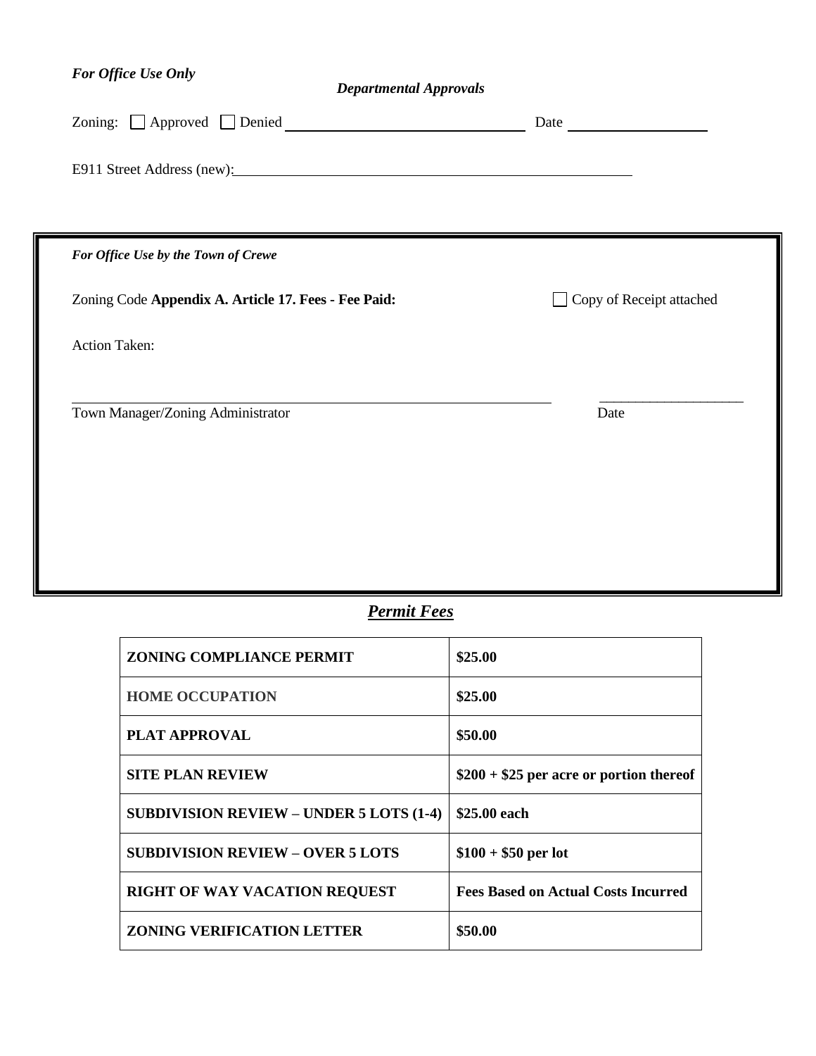*For Office Use Only*

***Departmental Approvals***

Zoning: ☐ Approved ☐ Denied \_\_\_\_\_\_\_\_\_\_\_\_\_\_\_\_\_\_\_\_\_\_\_\_\_\_\_\_\_\_ Date \_\_\_\_\_\_\_\_\_\_\_\_\_\_\_\_\_\_

E911 Street Address (new):\_\_\_\_\_\_\_\_\_\_\_\_\_\_\_\_\_\_\_\_\_\_\_\_\_\_\_\_\_\_\_\_\_\_\_\_\_\_\_\_\_\_\_\_\_\_\_\_

***For Office Use by the Town of Crewe***

Zoning Code **Appendix A. Article 17. Fees - Fee Paid:** ☐ Copy of Receipt attached

Action Taken:

\_\_\_\_\_\_\_\_\_\_\_\_\_\_\_\_\_\_\_\_\_\_\_\_\_\_\_\_\_\_\_\_\_\_\_\_\_\_\_\_\_\_\_\_\_\_\_\_\_\_\_\_\_\_\_\_\_\_ \_\_\_\_\_\_\_\_\_\_\_\_\_\_\_\_\_\_\_\_

Town Manager/Zoning Administrator Date

## ***Permit Fees***

| | |
|---|---|
| **ZONING COMPLIANCE PERMIT** | **$25.00** |
| **HOME OCCUPATION** | **$25.00** |
| **PLAT APPROVAL** | **$50.00** |
| **SITE PLAN REVIEW** | **$200 + $25 per acre or portion thereof** |
| **SUBDIVISION REVIEW – UNDER 5 LOTS (1-4)** | **$25.00 each** |
| **SUBDIVISION REVIEW – OVER 5 LOTS** | **$100 + $50 per lot** |
| **RIGHT OF WAY VACATION REQUEST** | **Fees Based on Actual Costs Incurred** |
| **ZONING VERIFICATION LETTER** | **$50.00** |